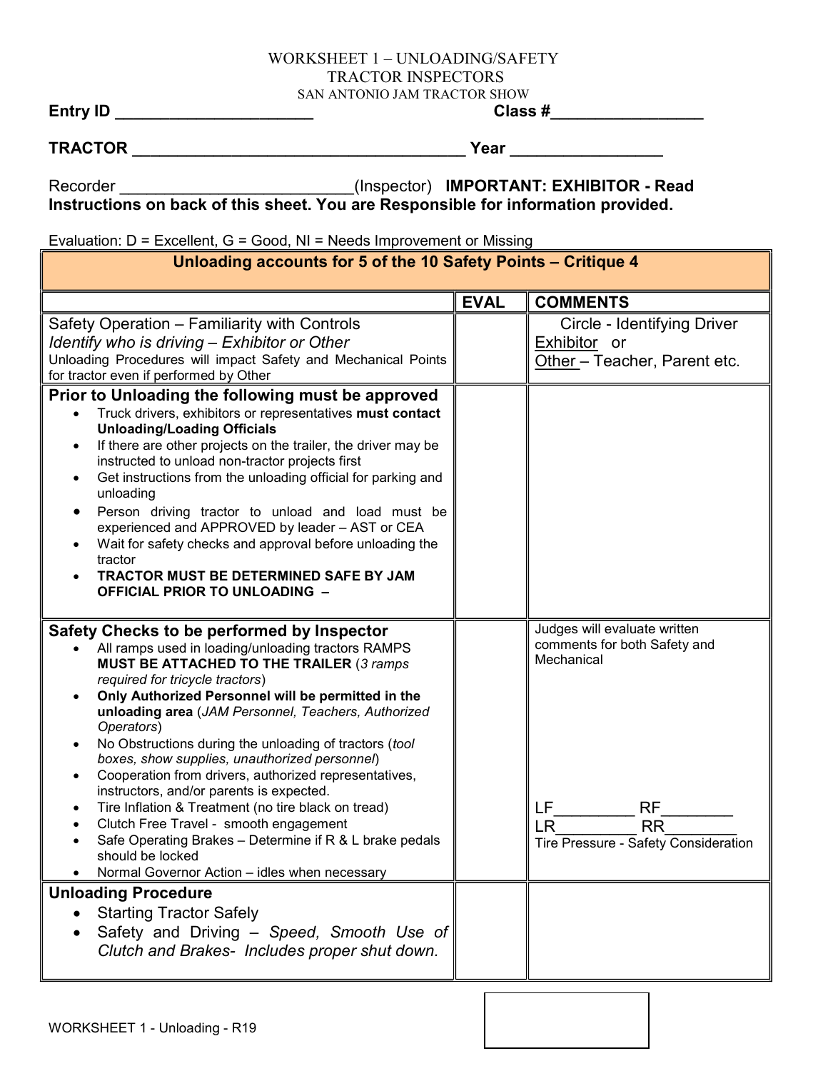WORKSHEET 1 – UNLOADING/SAFETY
TRACTOR INSPECTORS
SAN ANTONIO JAM TRACTOR SHOW

**Entry ID** _____________________ **Class #**________________

**TRACTOR** ____________________________________ **Year** ________________

Recorder _________________________(Inspector) **IMPORTANT: EXHIBITOR - Read Instructions on back of this sheet. You are Responsible for information provided.**

Evaluation: D = Excellent, G = Good, NI = Needs Improvement or Missing

| **Unloading accounts for 5 of the 10 Safety Points – Critique 4** | | |
|---|---|---|
| | **EVAL** | **COMMENTS** |
| Safety Operation – Familiarity with Controls<br>*Identify who is driving – Exhibitor or Other*<br>Unloading Procedures will impact Safety and Mechanical Points for tractor even if performed by Other | | Circle - Identifying Driver<br>Exhibitor or<br>Other – Teacher, Parent etc. |
| **Prior to Unloading the following must be approved**<br>• Truck drivers, exhibitors or representatives **must contact Unloading/Loading Officials**<br>• If there are other projects on the trailer, the driver may be instructed to unload non-tractor projects first<br>• Get instructions from the unloading official for parking and unloading<br>• Person driving tractor to unload and load must be experienced and APPROVED by leader – AST or CEA<br>• Wait for safety checks and approval before unloading the tractor<br>• **TRACTOR MUST BE DETERMINED SAFE BY JAM OFFICIAL PRIOR TO UNLOADING –** | | |
| **Safety Checks to be performed by Inspector**<br>• All ramps used in loading/unloading tractors RAMPS **MUST BE ATTACHED TO THE TRAILER** (*3 ramps required for tricycle tractors*)<br>• **Only Authorized Personnel will be permitted in the unloading area** (*JAM Personnel, Teachers, Authorized Operators*)<br>• No Obstructions during the unloading of tractors (*tool boxes, show supplies, unauthorized personnel*)<br>• Cooperation from drivers, authorized representatives, instructors, and/or parents is expected.<br>• Tire Inflation & Treatment (no tire black on tread)<br>• Clutch Free Travel - smooth engagement<br>• Safe Operating Brakes – Determine if R & L brake pedals should be locked<br>• Normal Governor Action – idles when necessary | | Judges will evaluate written comments for both Safety and Mechanical<br><br>LF_________ RF________<br>LR_________ RR________<br>Tire Pressure - Safety Consideration |
| **Unloading Procedure**<br>• Starting Tractor Safely<br>• Safety and Driving – *Speed, Smooth Use of Clutch and Brakes- Includes proper shut down.* | | |

WORKSHEET 1 - Unloading - R19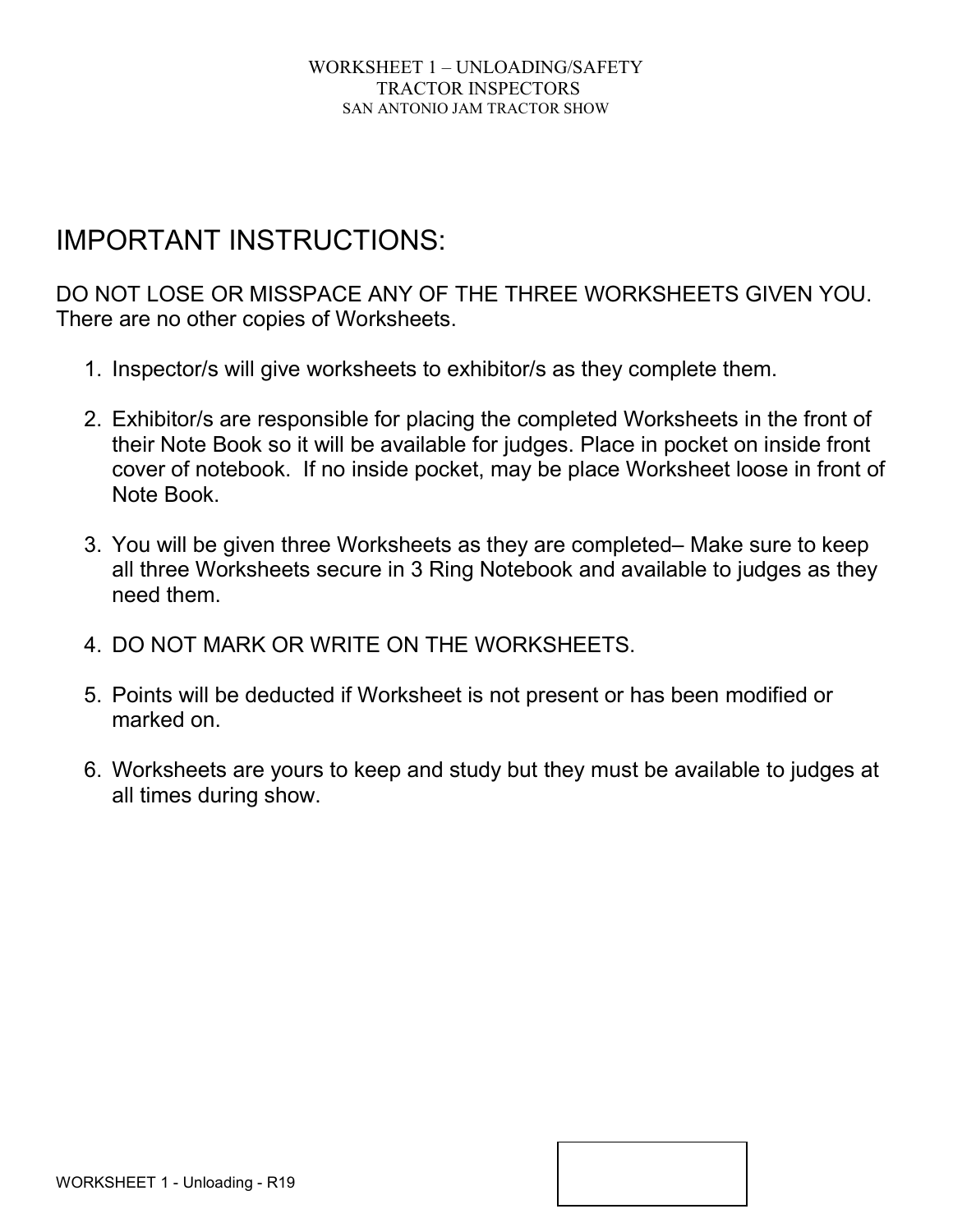WORKSHEET 1 – UNLOADING/SAFETY
TRACTOR INSPECTORS
SAN ANTONIO JAM TRACTOR SHOW

# IMPORTANT INSTRUCTIONS:

DO NOT LOSE OR MISSPACE ANY OF THE THREE WORKSHEETS GIVEN YOU. There are no other copies of Worksheets.

1. Inspector/s will give worksheets to exhibitor/s as they complete them.

2. Exhibitor/s are responsible for placing the completed Worksheets in the front of their Note Book so it will be available for judges. Place in pocket on inside front cover of notebook. If no inside pocket, may be place Worksheet loose in front of Note Book.

3. You will be given three Worksheets as they are completed– Make sure to keep all three Worksheets secure in 3 Ring Notebook and available to judges as they need them.

4. DO NOT MARK OR WRITE ON THE WORKSHEETS.

5. Points will be deducted if Worksheet is not present or has been modified or marked on.

6. Worksheets are yours to keep and study but they must be available to judges at all times during show.

WORKSHEET 1 - Unloading - R19